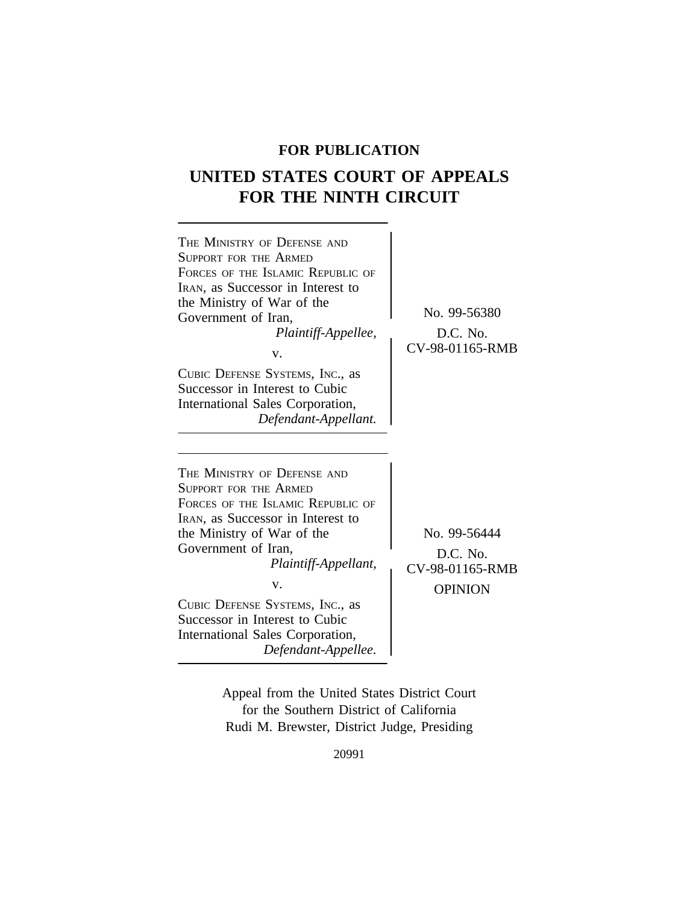**FOR PUBLICATION**

# UNITED STATES COURT OF APPEALS FOR THE NINTH CIRCUIT

THE MINISTRY OF DEFENSE AND SUPPORT FOR THE ARMED FORCES OF THE ISLAMIC REPUBLIC OF IRAN, as Successor in Interest to the Ministry of War of the Government of Iran,
*Plaintiff-Appellee,*

v.

CUBIC DEFENSE SYSTEMS, INC., as Successor in Interest to Cubic International Sales Corporation,
*Defendant-Appellant.*

No. 99-56380
D.C. No. CV-98-01165-RMB

---

THE MINISTRY OF DEFENSE AND SUPPORT FOR THE ARMED FORCES OF THE ISLAMIC REPUBLIC OF IRAN, as Successor in Interest to the Ministry of War of the Government of Iran,
*Plaintiff-Appellant,*

v.

CUBIC DEFENSE SYSTEMS, INC., as Successor in Interest to Cubic International Sales Corporation,
*Defendant-Appellee.*

No. 99-56444
D.C. No. CV-98-01165-RMB
OPINION

---

Appeal from the United States District Court for the Southern District of California
Rudi M. Brewster, District Judge, Presiding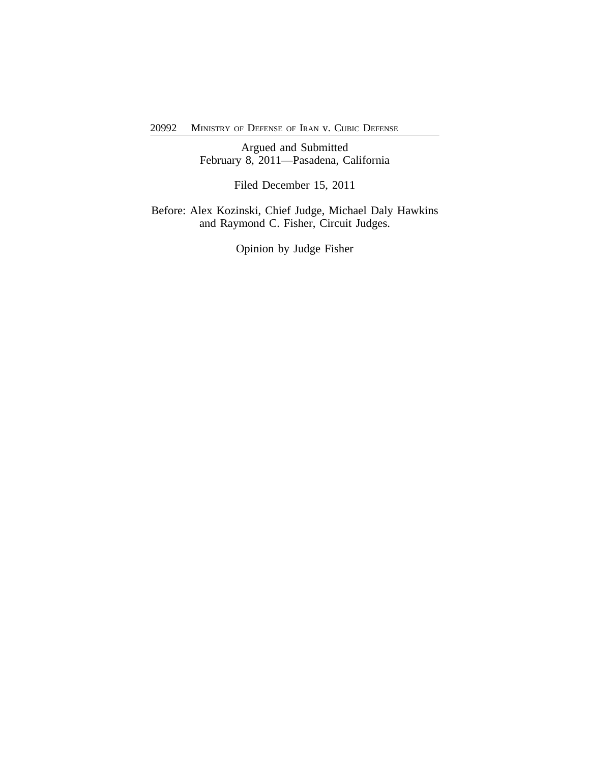Argued and Submitted
February 8, 2011—Pasadena, California

Filed December 15, 2011

Before: Alex Kozinski, Chief Judge, Michael Daly Hawkins
and Raymond C. Fisher, Circuit Judges.

Opinion by Judge Fisher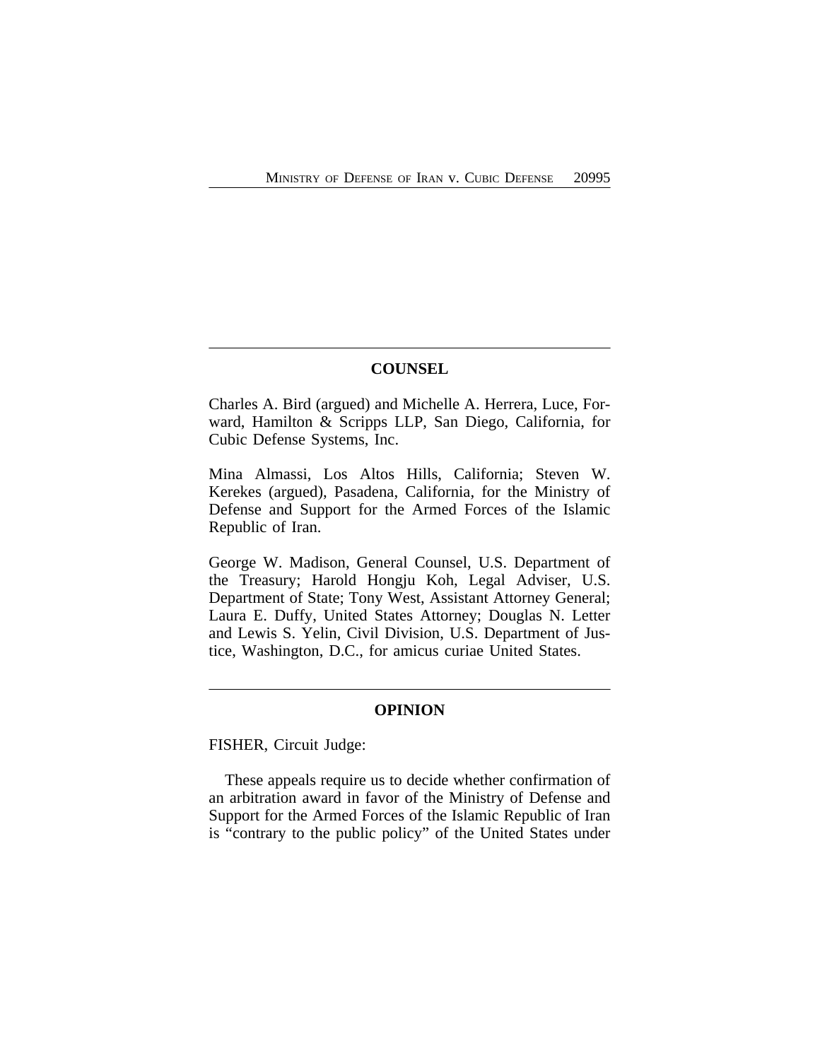## COUNSEL

Charles A. Bird (argued) and Michelle A. Herrera, Luce, Forward, Hamilton & Scripps LLP, San Diego, California, for Cubic Defense Systems, Inc.

Mina Almassi, Los Altos Hills, California; Steven W. Kerekes (argued), Pasadena, California, for the Ministry of Defense and Support for the Armed Forces of the Islamic Republic of Iran.

George W. Madison, General Counsel, U.S. Department of the Treasury; Harold Hongju Koh, Legal Adviser, U.S. Department of State; Tony West, Assistant Attorney General; Laura E. Duffy, United States Attorney; Douglas N. Letter and Lewis S. Yelin, Civil Division, U.S. Department of Justice, Washington, D.C., for amicus curiae United States.

## OPINION

FISHER, Circuit Judge:

These appeals require us to decide whether confirmation of an arbitration award in favor of the Ministry of Defense and Support for the Armed Forces of the Islamic Republic of Iran is "contrary to the public policy" of the United States under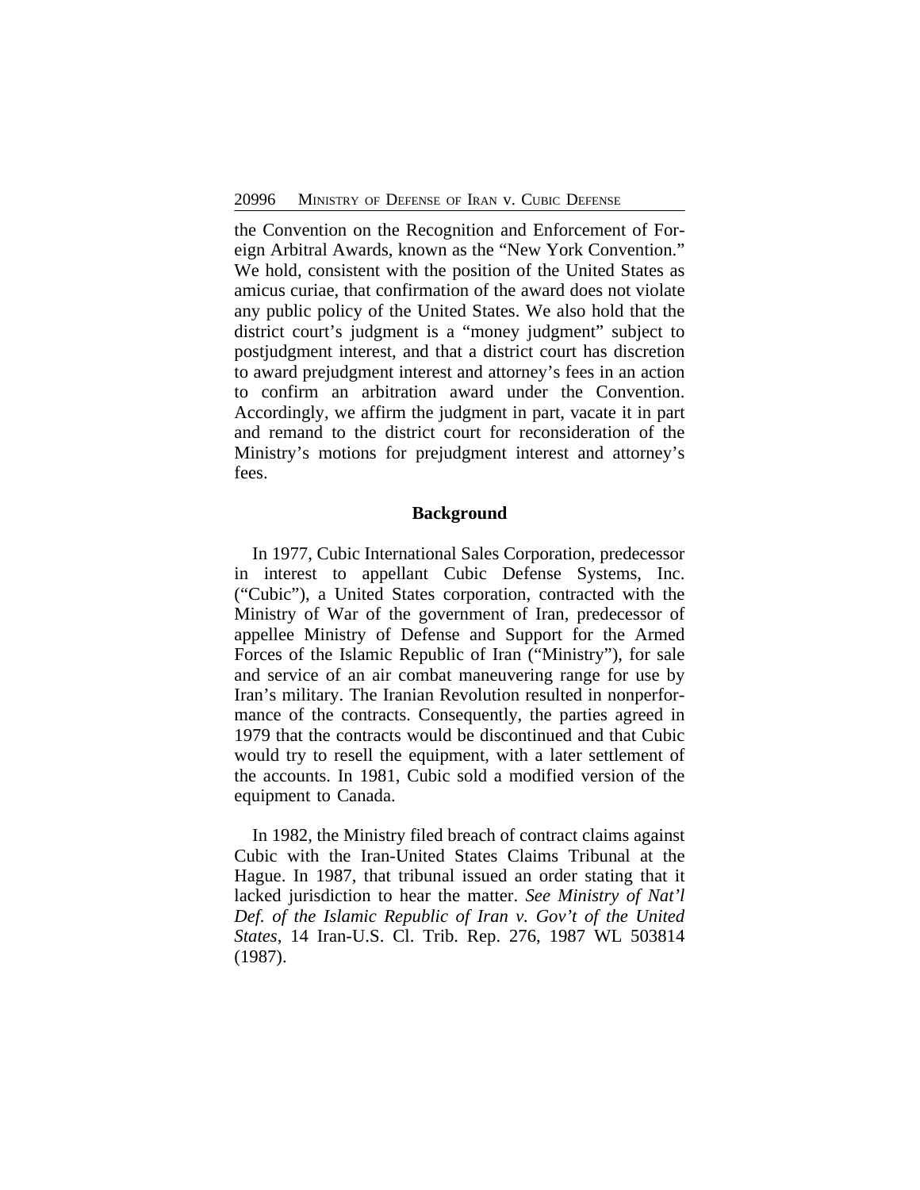the Convention on the Recognition and Enforcement of Foreign Arbitral Awards, known as the "New York Convention." We hold, consistent with the position of the United States as amicus curiae, that confirmation of the award does not violate any public policy of the United States. We also hold that the district court's judgment is a "money judgment" subject to postjudgment interest, and that a district court has discretion to award prejudgment interest and attorney's fees in an action to confirm an arbitration award under the Convention. Accordingly, we affirm the judgment in part, vacate it in part and remand to the district court for reconsideration of the Ministry's motions for prejudgment interest and attorney's fees.

## Background

In 1977, Cubic International Sales Corporation, predecessor in interest to appellant Cubic Defense Systems, Inc. ("Cubic"), a United States corporation, contracted with the Ministry of War of the government of Iran, predecessor of appellee Ministry of Defense and Support for the Armed Forces of the Islamic Republic of Iran ("Ministry"), for sale and service of an air combat maneuvering range for use by Iran's military. The Iranian Revolution resulted in nonperformance of the contracts. Consequently, the parties agreed in 1979 that the contracts would be discontinued and that Cubic would try to resell the equipment, with a later settlement of the accounts. In 1981, Cubic sold a modified version of the equipment to Canada.

In 1982, the Ministry filed breach of contract claims against Cubic with the Iran-United States Claims Tribunal at the Hague. In 1987, that tribunal issued an order stating that it lacked jurisdiction to hear the matter. *See Ministry of Nat'l Def. of the Islamic Republic of Iran v. Gov't of the United States*, 14 Iran-U.S. Cl. Trib. Rep. 276, 1987 WL 503814 (1987).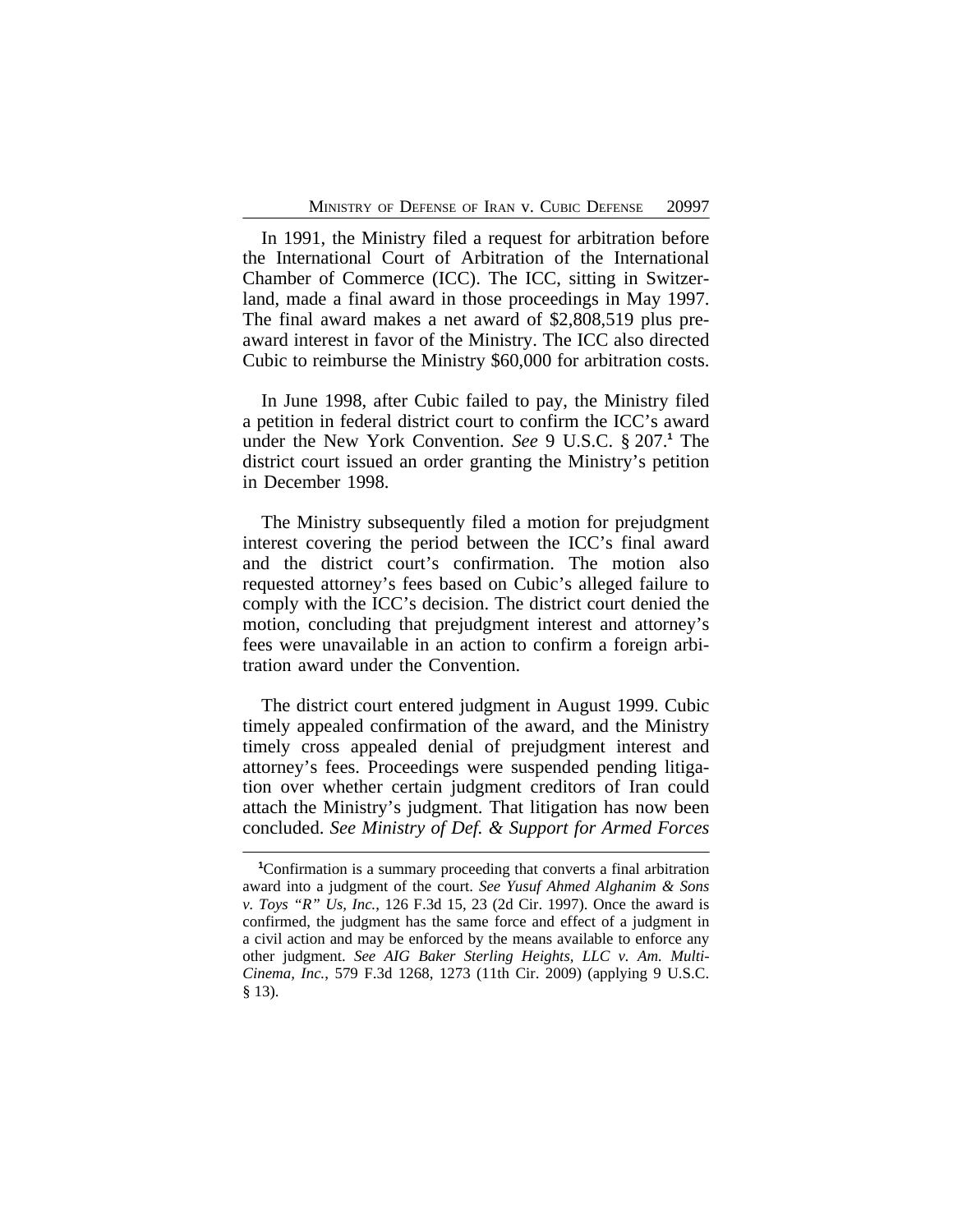In 1991, the Ministry filed a request for arbitration before the International Court of Arbitration of the International Chamber of Commerce (ICC). The ICC, sitting in Switzerland, made a final award in those proceedings in May 1997. The final award makes a net award of $2,808,519 plus pre-award interest in favor of the Ministry. The ICC also directed Cubic to reimburse the Ministry $60,000 for arbitration costs.

In June 1998, after Cubic failed to pay, the Ministry filed a petition in federal district court to confirm the ICC's award under the New York Convention. *See* 9 U.S.C. § 207.[1] The district court issued an order granting the Ministry's petition in December 1998.

The Ministry subsequently filed a motion for prejudgment interest covering the period between the ICC's final award and the district court's confirmation. The motion also requested attorney's fees based on Cubic's alleged failure to comply with the ICC's decision. The district court denied the motion, concluding that prejudgment interest and attorney's fees were unavailable in an action to confirm a foreign arbitration award under the Convention.

The district court entered judgment in August 1999. Cubic timely appealed confirmation of the award, and the Ministry timely cross appealed denial of prejudgment interest and attorney's fees. Proceedings were suspended pending litigation over whether certain judgment creditors of Iran could attach the Ministry's judgment. That litigation has now been concluded. *See Ministry of Def. & Support for Armed Forces*

---

[1]Confirmation is a summary proceeding that converts a final arbitration award into a judgment of the court. *See Yusuf Ahmed Alghanim & Sons v. Toys "R" Us, Inc.*, 126 F.3d 15, 23 (2d Cir. 1997). Once the award is confirmed, the judgment has the same force and effect of a judgment in a civil action and may be enforced by the means available to enforce any other judgment. *See AIG Baker Sterling Heights, LLC v. Am. Multi-Cinema, Inc.*, 579 F.3d 1268, 1273 (11th Cir. 2009) (applying 9 U.S.C. § 13).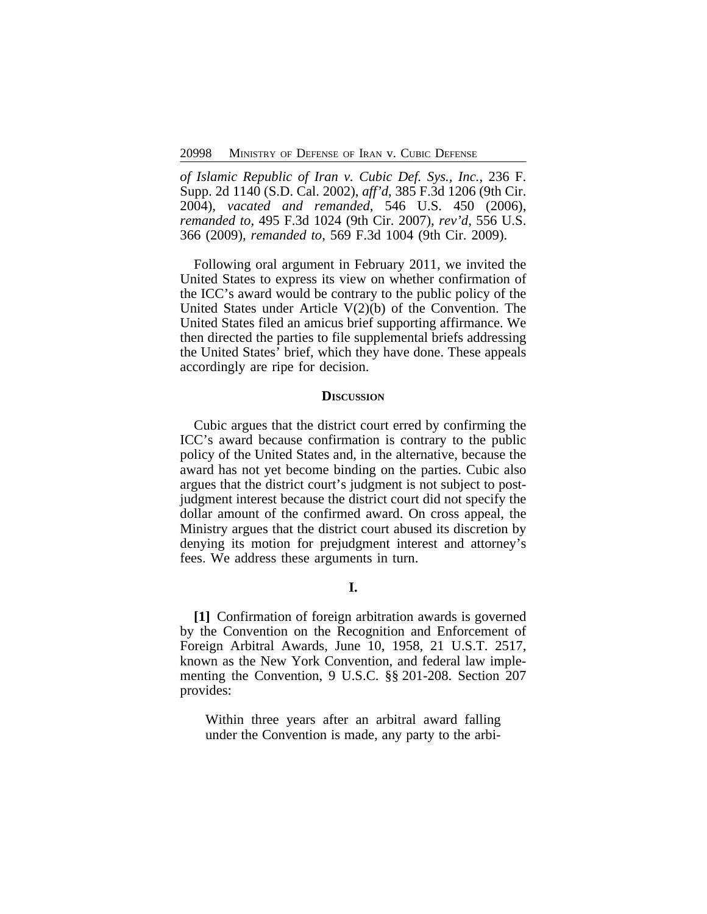*of Islamic Republic of Iran v. Cubic Def. Sys., Inc.*, 236 F. Supp. 2d 1140 (S.D. Cal. 2002), *aff'd*, 385 F.3d 1206 (9th Cir. 2004), *vacated and remanded*, 546 U.S. 450 (2006), *remanded to*, 495 F.3d 1024 (9th Cir. 2007), *rev'd*, 556 U.S. 366 (2009), *remanded to*, 569 F.3d 1004 (9th Cir. 2009).

Following oral argument in February 2011, we invited the United States to express its view on whether confirmation of the ICC's award would be contrary to the public policy of the United States under Article V(2)(b) of the Convention. The United States filed an amicus brief supporting affirmance. We then directed the parties to file supplemental briefs addressing the United States' brief, which they have done. These appeals accordingly are ripe for decision.

## DISCUSSION

Cubic argues that the district court erred by confirming the ICC's award because confirmation is contrary to the public policy of the United States and, in the alternative, because the award has not yet become binding on the parties. Cubic also argues that the district court's judgment is not subject to post-judgment interest because the district court did not specify the dollar amount of the confirmed award. On cross appeal, the Ministry argues that the district court abused its discretion by denying its motion for prejudgment interest and attorney's fees. We address these arguments in turn.

### I.

**[1]** Confirmation of foreign arbitration awards is governed by the Convention on the Recognition and Enforcement of Foreign Arbitral Awards, June 10, 1958, 21 U.S.T. 2517, known as the New York Convention, and federal law implementing the Convention, 9 U.S.C. §§ 201-208. Section 207 provides:

> Within three years after an arbitral award falling under the Convention is made, any party to the arbi-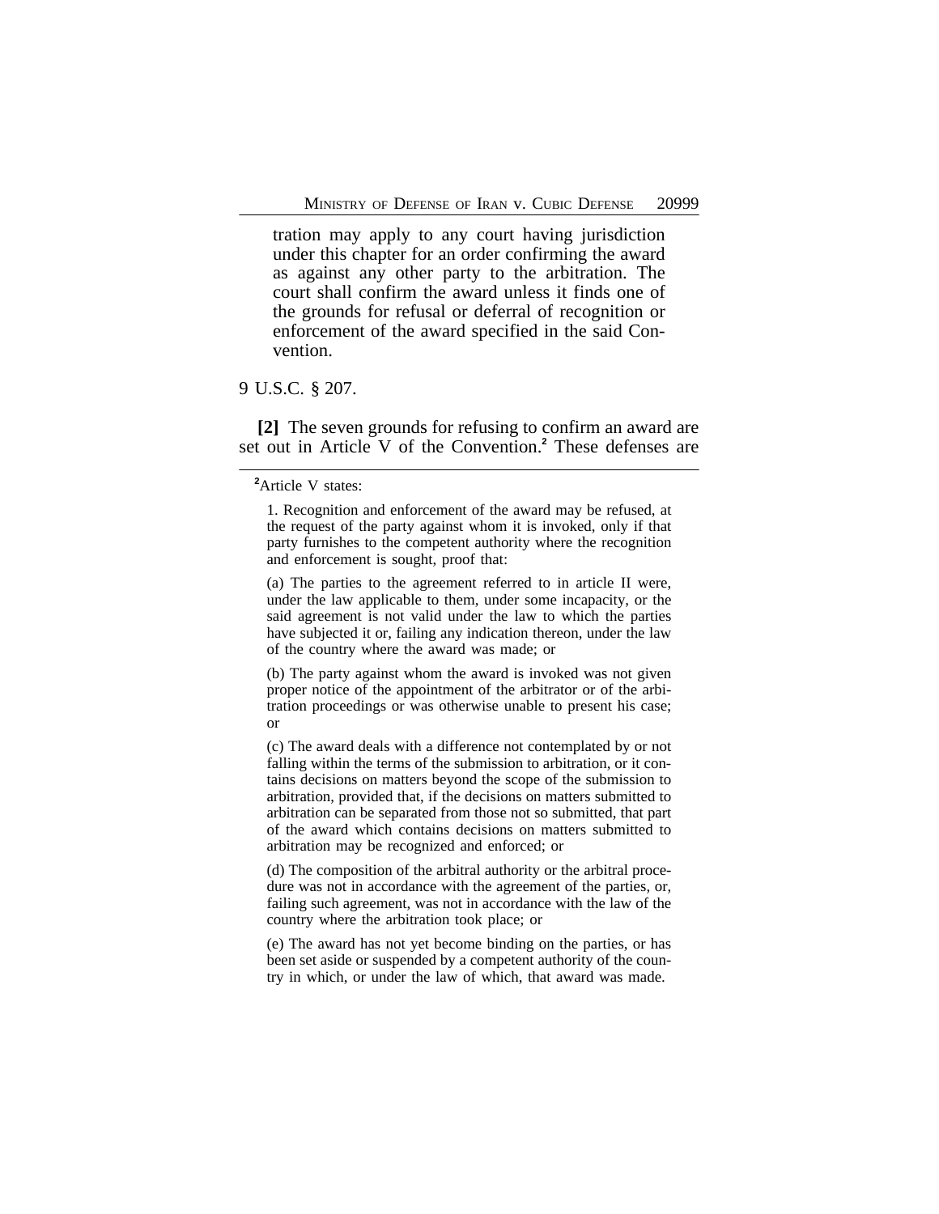> tration may apply to any court having jurisdiction under this chapter for an order confirming the award as against any other party to the arbitration. The court shall confirm the award unless it finds one of the grounds for refusal or deferral of recognition or enforcement of the award specified in the said Convention.

9 U.S.C. § 207.

**[2]** The seven grounds for refusing to confirm an award are set out in Article V of the Convention.[2] These defenses are

---

[2]Article V states:

> 1. Recognition and enforcement of the award may be refused, at the request of the party against whom it is invoked, only if that party furnishes to the competent authority where the recognition and enforcement is sought, proof that:
>
> (a) The parties to the agreement referred to in article II were, under the law applicable to them, under some incapacity, or the said agreement is not valid under the law to which the parties have subjected it or, failing any indication thereon, under the law of the country where the award was made; or
>
> (b) The party against whom the award is invoked was not given proper notice of the appointment of the arbitrator or of the arbitration proceedings or was otherwise unable to present his case; or
>
> (c) The award deals with a difference not contemplated by or not falling within the terms of the submission to arbitration, or it contains decisions on matters beyond the scope of the submission to arbitration, provided that, if the decisions on matters submitted to arbitration can be separated from those not so submitted, that part of the award which contains decisions on matters submitted to arbitration may be recognized and enforced; or
>
> (d) The composition of the arbitral authority or the arbitral procedure was not in accordance with the agreement of the parties, or, failing such agreement, was not in accordance with the law of the country where the arbitration took place; or
>
> (e) The award has not yet become binding on the parties, or has been set aside or suspended by a competent authority of the country in which, or under the law of which, that award was made.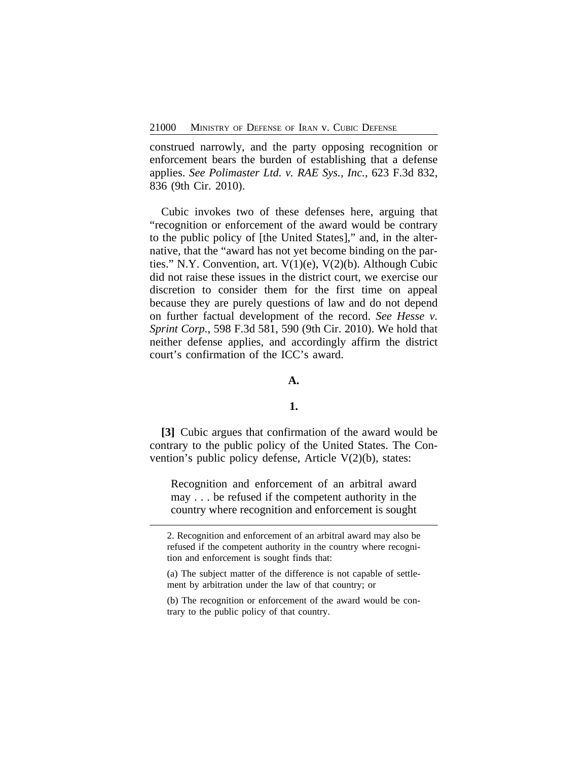construed narrowly, and the party opposing recognition or enforcement bears the burden of establishing that a defense applies. *See Polimaster Ltd. v. RAE Sys., Inc.*, 623 F.3d 832, 836 (9th Cir. 2010).

Cubic invokes two of these defenses here, arguing that "recognition or enforcement of the award would be contrary to the public policy of [the United States]," and, in the alternative, that the "award has not yet become binding on the parties." N.Y. Convention, art. V(1)(e), V(2)(b). Although Cubic did not raise these issues in the district court, we exercise our discretion to consider them for the first time on appeal because they are purely questions of law and do not depend on further factual development of the record. *See Hesse v. Sprint Corp.*, 598 F.3d 581, 590 (9th Cir. 2010). We hold that neither defense applies, and accordingly affirm the district court's confirmation of the ICC's award.

**A.**

**1.**

**[3]** Cubic argues that confirmation of the award would be contrary to the public policy of the United States. The Convention's public policy defense, Article V(2)(b), states:

> Recognition and enforcement of an arbitral award may . . . be refused if the competent authority in the country where recognition and enforcement is sought

---

2. Recognition and enforcement of an arbitral award may also be refused if the competent authority in the country where recognition and enforcement is sought finds that:

(a) The subject matter of the difference is not capable of settlement by arbitration under the law of that country; or

(b) The recognition or enforcement of the award would be contrary to the public policy of that country.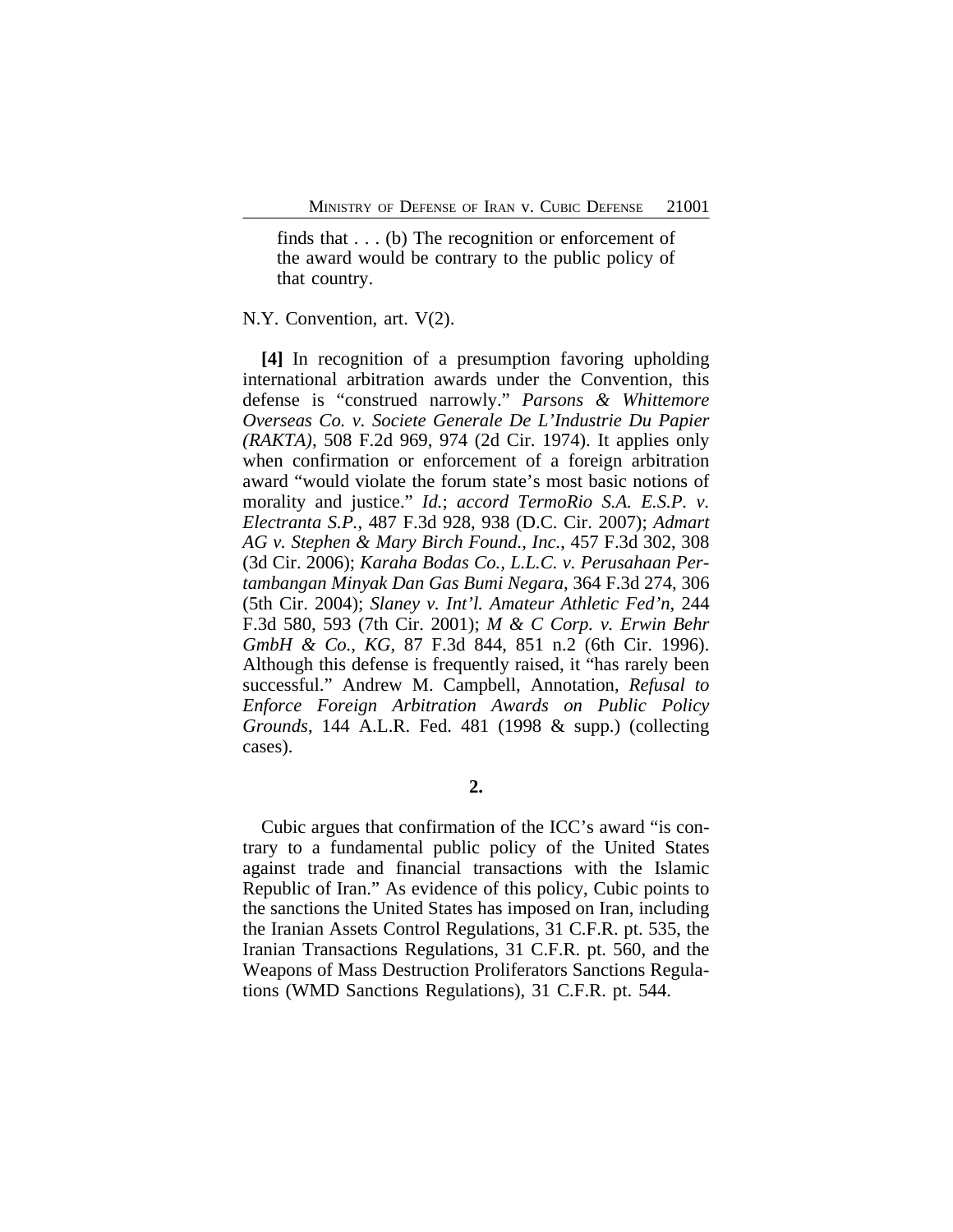finds that . . . (b) The recognition or enforcement of the award would be contrary to the public policy of that country.

N.Y. Convention, art. V(2).

**[4]** In recognition of a presumption favoring upholding international arbitration awards under the Convention, this defense is "construed narrowly." *Parsons & Whittemore Overseas Co. v. Societe Generale De L'Industrie Du Papier (RAKTA)*, 508 F.2d 969, 974 (2d Cir. 1974). It applies only when confirmation or enforcement of a foreign arbitration award "would violate the forum state's most basic notions of morality and justice." *Id.*; *accord TermoRio S.A. E.S.P. v. Electranta S.P.*, 487 F.3d 928, 938 (D.C. Cir. 2007); *Admart AG v. Stephen & Mary Birch Found., Inc.*, 457 F.3d 302, 308 (3d Cir. 2006); *Karaha Bodas Co., L.L.C. v. Perusahaan Pertambangan Minyak Dan Gas Bumi Negara*, 364 F.3d 274, 306 (5th Cir. 2004); *Slaney v. Int'l. Amateur Athletic Fed'n*, 244 F.3d 580, 593 (7th Cir. 2001); *M & C Corp. v. Erwin Behr GmbH & Co., KG*, 87 F.3d 844, 851 n.2 (6th Cir. 1996). Although this defense is frequently raised, it "has rarely been successful." Andrew M. Campbell, Annotation, *Refusal to Enforce Foreign Arbitration Awards on Public Policy Grounds*, 144 A.L.R. Fed. 481 (1998 & supp.) (collecting cases).

**2.**

Cubic argues that confirmation of the ICC's award "is contrary to a fundamental public policy of the United States against trade and financial transactions with the Islamic Republic of Iran." As evidence of this policy, Cubic points to the sanctions the United States has imposed on Iran, including the Iranian Assets Control Regulations, 31 C.F.R. pt. 535, the Iranian Transactions Regulations, 31 C.F.R. pt. 560, and the Weapons of Mass Destruction Proliferators Sanctions Regulations (WMD Sanctions Regulations), 31 C.F.R. pt. 544.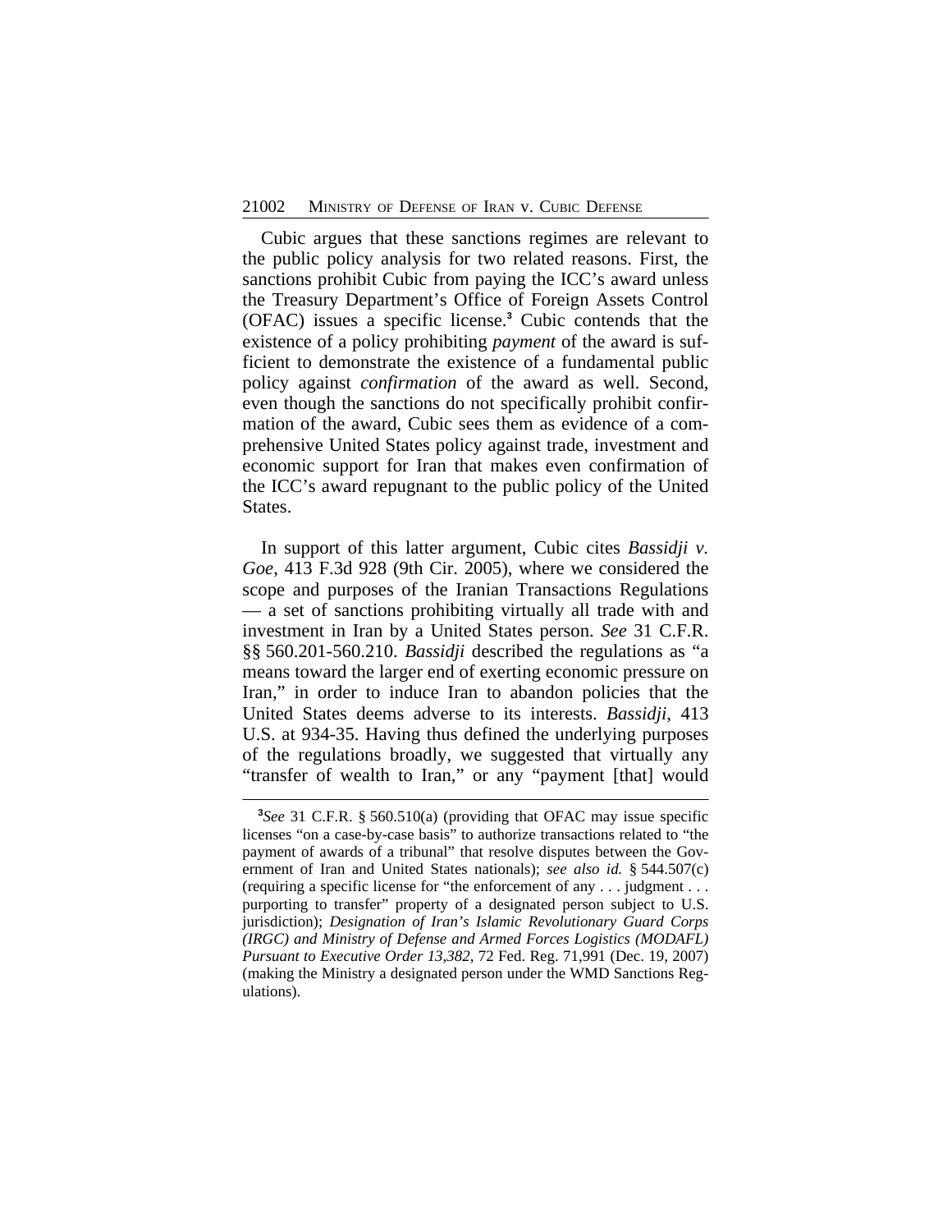Cubic argues that these sanctions regimes are relevant to the public policy analysis for two related reasons. First, the sanctions prohibit Cubic from paying the ICC's award unless the Treasury Department's Office of Foreign Assets Control (OFAC) issues a specific license.[3] Cubic contends that the existence of a policy prohibiting *payment* of the award is sufficient to demonstrate the existence of a fundamental public policy against *confirmation* of the award as well. Second, even though the sanctions do not specifically prohibit confirmation of the award, Cubic sees them as evidence of a comprehensive United States policy against trade, investment and economic support for Iran that makes even confirmation of the ICC's award repugnant to the public policy of the United States.

In support of this latter argument, Cubic cites *Bassidji v. Goe*, 413 F.3d 928 (9th Cir. 2005), where we considered the scope and purposes of the Iranian Transactions Regulations — a set of sanctions prohibiting virtually all trade with and investment in Iran by a United States person. *See* 31 C.F.R. §§ 560.201-560.210. *Bassidji* described the regulations as "a means toward the larger end of exerting economic pressure on Iran," in order to induce Iran to abandon policies that the United States deems adverse to its interests. *Bassidji*, 413 U.S. at 934-35. Having thus defined the underlying purposes of the regulations broadly, we suggested that virtually any "transfer of wealth to Iran," or any "payment [that] would

[3]*See* 31 C.F.R. § 560.510(a) (providing that OFAC may issue specific licenses "on a case-by-case basis" to authorize transactions related to "the payment of awards of a tribunal" that resolve disputes between the Government of Iran and United States nationals); *see also id.* § 544.507(c) (requiring a specific license for "the enforcement of any . . . judgment . . . purporting to transfer" property of a designated person subject to U.S. jurisdiction); *Designation of Iran's Islamic Revolutionary Guard Corps (IRGC) and Ministry of Defense and Armed Forces Logistics (MODAFL) Pursuant to Executive Order 13,382*, 72 Fed. Reg. 71,991 (Dec. 19, 2007) (making the Ministry a designated person under the WMD Sanctions Regulations).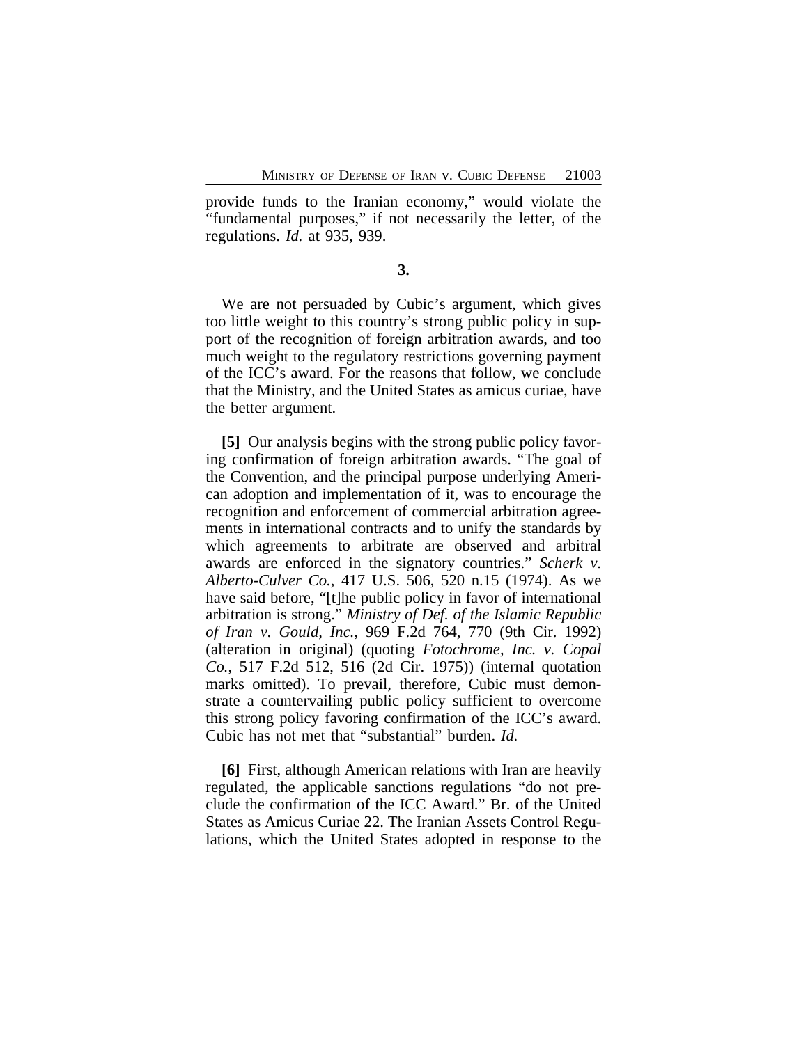provide funds to the Iranian economy," would violate the "fundamental purposes," if not necessarily the letter, of the regulations. *Id.* at 935, 939.

**3.**

We are not persuaded by Cubic's argument, which gives too little weight to this country's strong public policy in support of the recognition of foreign arbitration awards, and too much weight to the regulatory restrictions governing payment of the ICC's award. For the reasons that follow, we conclude that the Ministry, and the United States as amicus curiae, have the better argument.

**[5]** Our analysis begins with the strong public policy favoring confirmation of foreign arbitration awards. "The goal of the Convention, and the principal purpose underlying American adoption and implementation of it, was to encourage the recognition and enforcement of commercial arbitration agreements in international contracts and to unify the standards by which agreements to arbitrate are observed and arbitral awards are enforced in the signatory countries." *Scherk v. Alberto-Culver Co.*, 417 U.S. 506, 520 n.15 (1974). As we have said before, "[t]he public policy in favor of international arbitration is strong." *Ministry of Def. of the Islamic Republic of Iran v. Gould, Inc.*, 969 F.2d 764, 770 (9th Cir. 1992) (alteration in original) (quoting *Fotochrome, Inc. v. Copal Co.*, 517 F.2d 512, 516 (2d Cir. 1975)) (internal quotation marks omitted). To prevail, therefore, Cubic must demonstrate a countervailing public policy sufficient to overcome this strong policy favoring confirmation of the ICC's award. Cubic has not met that "substantial" burden. *Id.*

**[6]** First, although American relations with Iran are heavily regulated, the applicable sanctions regulations "do not preclude the confirmation of the ICC Award." Br. of the United States as Amicus Curiae 22. The Iranian Assets Control Regulations, which the United States adopted in response to the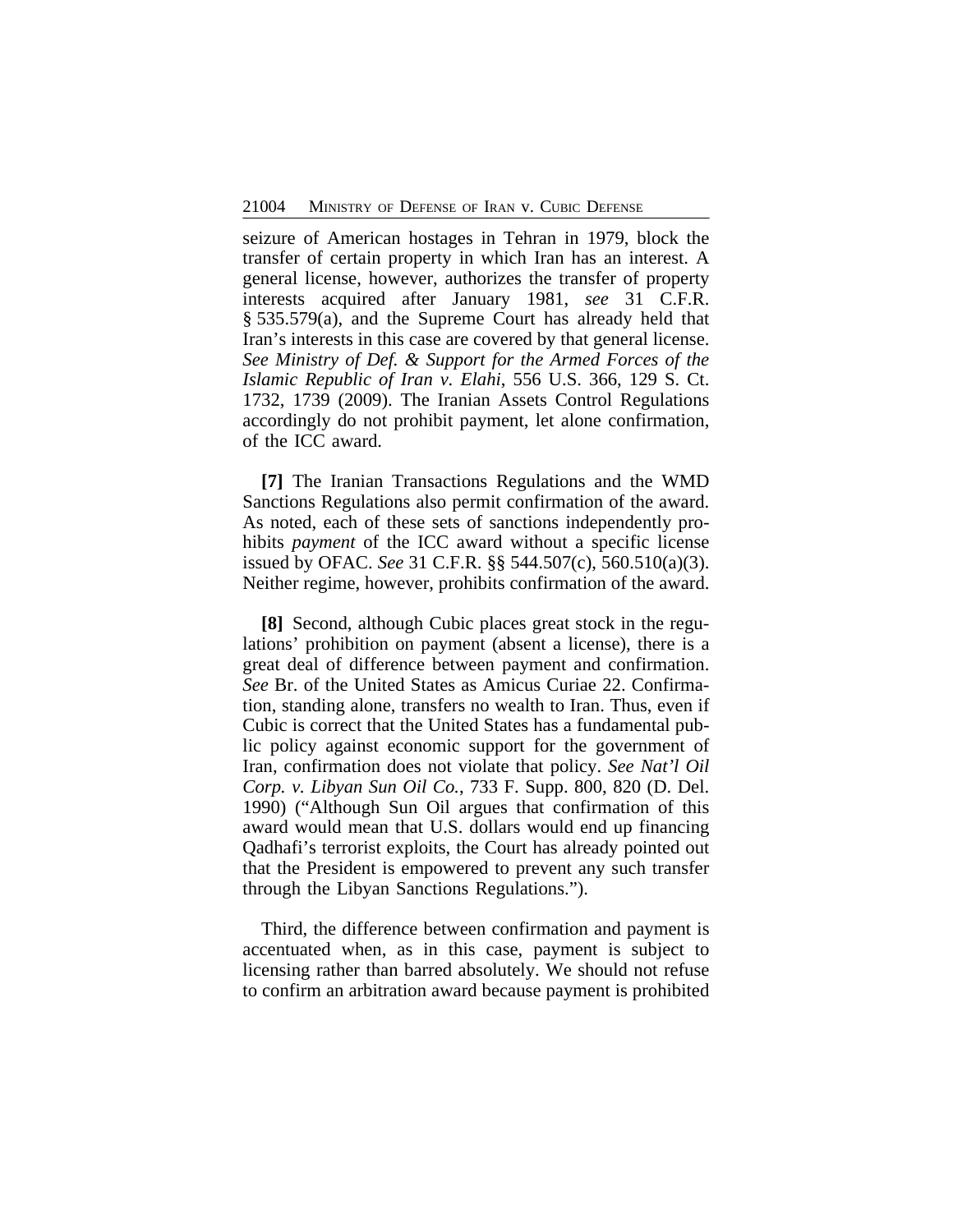seizure of American hostages in Tehran in 1979, block the transfer of certain property in which Iran has an interest. A general license, however, authorizes the transfer of property interests acquired after January 1981, *see* 31 C.F.R. § 535.579(a), and the Supreme Court has already held that Iran's interests in this case are covered by that general license. *See Ministry of Def. & Support for the Armed Forces of the Islamic Republic of Iran v. Elahi*, 556 U.S. 366, 129 S. Ct. 1732, 1739 (2009). The Iranian Assets Control Regulations accordingly do not prohibit payment, let alone confirmation, of the ICC award.

**[7]** The Iranian Transactions Regulations and the WMD Sanctions Regulations also permit confirmation of the award. As noted, each of these sets of sanctions independently prohibits *payment* of the ICC award without a specific license issued by OFAC. *See* 31 C.F.R. §§ 544.507(c), 560.510(a)(3). Neither regime, however, prohibits confirmation of the award.

**[8]** Second, although Cubic places great stock in the regulations' prohibition on payment (absent a license), there is a great deal of difference between payment and confirmation. *See* Br. of the United States as Amicus Curiae 22. Confirmation, standing alone, transfers no wealth to Iran. Thus, even if Cubic is correct that the United States has a fundamental public policy against economic support for the government of Iran, confirmation does not violate that policy. *See Nat'l Oil Corp. v. Libyan Sun Oil Co.*, 733 F. Supp. 800, 820 (D. Del. 1990) ("Although Sun Oil argues that confirmation of this award would mean that U.S. dollars would end up financing Qadhafi's terrorist exploits, the Court has already pointed out that the President is empowered to prevent any such transfer through the Libyan Sanctions Regulations.").

Third, the difference between confirmation and payment is accentuated when, as in this case, payment is subject to licensing rather than barred absolutely. We should not refuse to confirm an arbitration award because payment is prohibited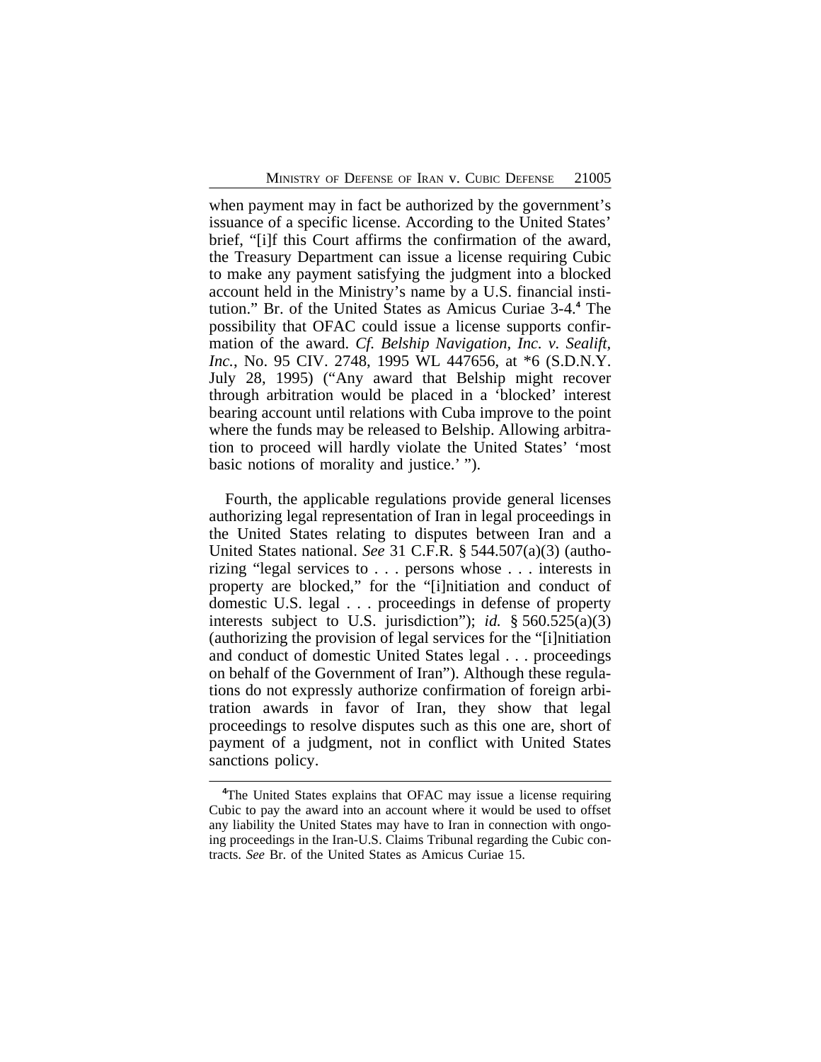when payment may in fact be authorized by the government's issuance of a specific license. According to the United States' brief, "[i]f this Court affirms the confirmation of the award, the Treasury Department can issue a license requiring Cubic to make any payment satisfying the judgment into a blocked account held in the Ministry's name by a U.S. financial institution." Br. of the United States as Amicus Curiae 3-4.[4] The possibility that OFAC could issue a license supports confirmation of the award. *Cf. Belship Navigation, Inc. v. Sealift, Inc.*, No. 95 CIV. 2748, 1995 WL 447656, at *6 (S.D.N.Y. July 28, 1995) ("Any award that Belship might recover through arbitration would be placed in a 'blocked' interest bearing account until relations with Cuba improve to the point where the funds may be released to Belship. Allowing arbitration to proceed will hardly violate the United States' 'most basic notions of morality and justice.' ").

Fourth, the applicable regulations provide general licenses authorizing legal representation of Iran in legal proceedings in the United States relating to disputes between Iran and a United States national. *See* 31 C.F.R. § 544.507(a)(3) (authorizing "legal services to . . . persons whose . . . interests in property are blocked," for the "[i]nitiation and conduct of domestic U.S. legal . . . proceedings in defense of property interests subject to U.S. jurisdiction"); *id.* § 560.525(a)(3) (authorizing the provision of legal services for the "[i]nitiation and conduct of domestic United States legal . . . proceedings on behalf of the Government of Iran"). Although these regulations do not expressly authorize confirmation of foreign arbitration awards in favor of Iran, they show that legal proceedings to resolve disputes such as this one are, short of payment of a judgment, not in conflict with United States sanctions policy.

[4]The United States explains that OFAC may issue a license requiring Cubic to pay the award into an account where it would be used to offset any liability the United States may have to Iran in connection with ongoing proceedings in the Iran-U.S. Claims Tribunal regarding the Cubic contracts. *See* Br. of the United States as Amicus Curiae 15.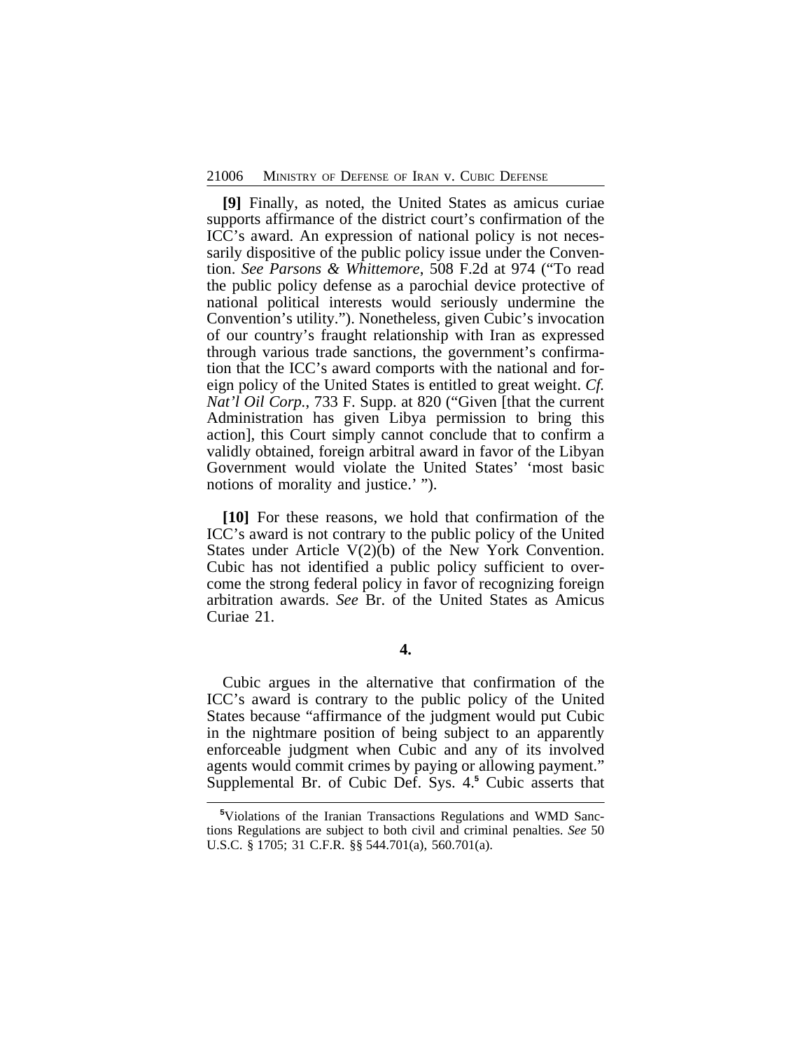**[9]** Finally, as noted, the United States as amicus curiae supports affirmance of the district court's confirmation of the ICC's award. An expression of national policy is not necessarily dispositive of the public policy issue under the Convention. *See Parsons & Whittemore*, 508 F.2d at 974 ("To read the public policy defense as a parochial device protective of national political interests would seriously undermine the Convention's utility."). Nonetheless, given Cubic's invocation of our country's fraught relationship with Iran as expressed through various trade sanctions, the government's confirmation that the ICC's award comports with the national and foreign policy of the United States is entitled to great weight. *Cf. Nat'l Oil Corp.*, 733 F. Supp. at 820 ("Given [that the current Administration has given Libya permission to bring this action], this Court simply cannot conclude that to confirm a validly obtained, foreign arbitral award in favor of the Libyan Government would violate the United States' 'most basic notions of morality and justice.' ").

**[10]** For these reasons, we hold that confirmation of the ICC's award is not contrary to the public policy of the United States under Article V(2)(b) of the New York Convention. Cubic has not identified a public policy sufficient to overcome the strong federal policy in favor of recognizing foreign arbitration awards. *See* Br. of the United States as Amicus Curiae 21.

**4.**

Cubic argues in the alternative that confirmation of the ICC's award is contrary to the public policy of the United States because "affirmance of the judgment would put Cubic in the nightmare position of being subject to an apparently enforceable judgment when Cubic and any of its involved agents would commit crimes by paying or allowing payment." Supplemental Br. of Cubic Def. Sys. 4.[5] Cubic asserts that

[5]Violations of the Iranian Transactions Regulations and WMD Sanctions Regulations are subject to both civil and criminal penalties. *See* 50 U.S.C. § 1705; 31 C.F.R. §§ 544.701(a), 560.701(a).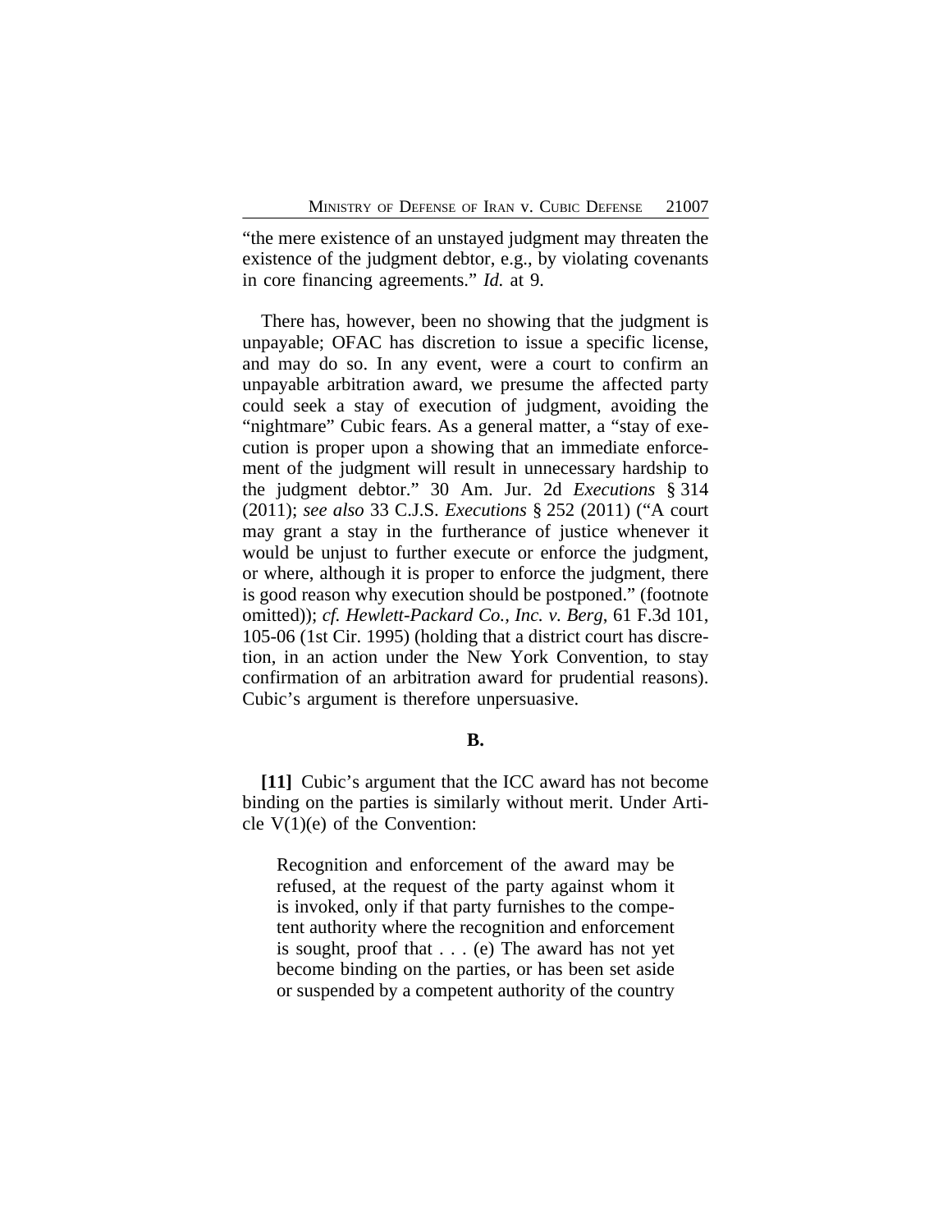"the mere existence of an unstayed judgment may threaten the existence of the judgment debtor, e.g., by violating covenants in core financing agreements." *Id.* at 9.

There has, however, been no showing that the judgment is unpayable; OFAC has discretion to issue a specific license, and may do so. In any event, were a court to confirm an unpayable arbitration award, we presume the affected party could seek a stay of execution of judgment, avoiding the "nightmare" Cubic fears. As a general matter, a "stay of execution is proper upon a showing that an immediate enforcement of the judgment will result in unnecessary hardship to the judgment debtor." 30 Am. Jur. 2d *Executions* § 314 (2011); *see also* 33 C.J.S. *Executions* § 252 (2011) ("A court may grant a stay in the furtherance of justice whenever it would be unjust to further execute or enforce the judgment, or where, although it is proper to enforce the judgment, there is good reason why execution should be postponed." (footnote omitted)); *cf. Hewlett-Packard Co., Inc. v. Berg*, 61 F.3d 101, 105-06 (1st Cir. 1995) (holding that a district court has discretion, in an action under the New York Convention, to stay confirmation of an arbitration award for prudential reasons). Cubic's argument is therefore unpersuasive.

### B.

**[11]** Cubic's argument that the ICC award has not become binding on the parties is similarly without merit. Under Article V(1)(e) of the Convention:

> Recognition and enforcement of the award may be refused, at the request of the party against whom it is invoked, only if that party furnishes to the competent authority where the recognition and enforcement is sought, proof that . . . (e) The award has not yet become binding on the parties, or has been set aside or suspended by a competent authority of the country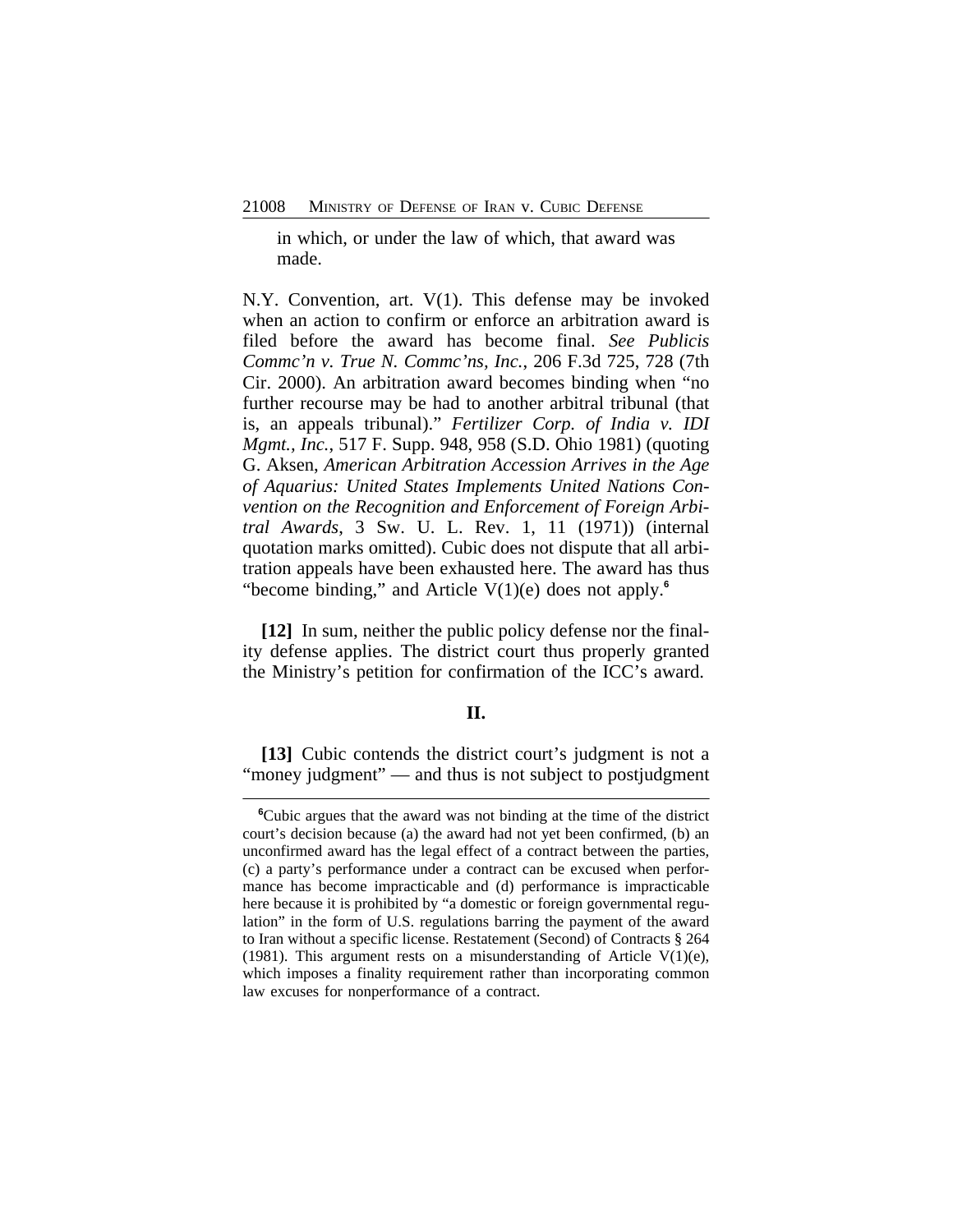in which, or under the law of which, that award was made.

N.Y. Convention, art. V(1). This defense may be invoked when an action to confirm or enforce an arbitration award is filed before the award has become final. *See Publicis Commc'n v. True N. Commc'ns, Inc.*, 206 F.3d 725, 728 (7th Cir. 2000). An arbitration award becomes binding when "no further recourse may be had to another arbitral tribunal (that is, an appeals tribunal)." *Fertilizer Corp. of India v. IDI Mgmt., Inc.*, 517 F. Supp. 948, 958 (S.D. Ohio 1981) (quoting G. Aksen, *American Arbitration Accession Arrives in the Age of Aquarius: United States Implements United Nations Convention on the Recognition and Enforcement of Foreign Arbitral Awards*, 3 Sw. U. L. Rev. 1, 11 (1971)) (internal quotation marks omitted). Cubic does not dispute that all arbitration appeals have been exhausted here. The award has thus "become binding," and Article V(1)(e) does not apply.[6]

**[12]** In sum, neither the public policy defense nor the finality defense applies. The district court thus properly granted the Ministry's petition for confirmation of the ICC's award.

## II.

**[13]** Cubic contends the district court's judgment is not a "money judgment" — and thus is not subject to postjudgment

[6]Cubic argues that the award was not binding at the time of the district court's decision because (a) the award had not yet been confirmed, (b) an unconfirmed award has the legal effect of a contract between the parties, (c) a party's performance under a contract can be excused when performance has become impracticable and (d) performance is impracticable here because it is prohibited by "a domestic or foreign governmental regulation" in the form of U.S. regulations barring the payment of the award to Iran without a specific license. Restatement (Second) of Contracts § 264 (1981). This argument rests on a misunderstanding of Article V(1)(e), which imposes a finality requirement rather than incorporating common law excuses for nonperformance of a contract.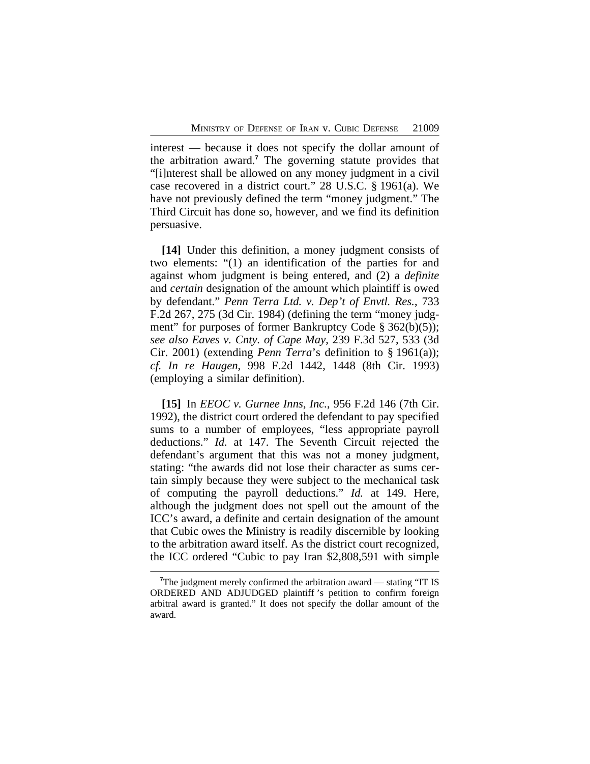interest — because it does not specify the dollar amount of the arbitration award.[7] The governing statute provides that "[i]nterest shall be allowed on any money judgment in a civil case recovered in a district court." 28 U.S.C. § 1961(a). We have not previously defined the term "money judgment." The Third Circuit has done so, however, and we find its definition persuasive.

**[14]** Under this definition, a money judgment consists of two elements: "(1) an identification of the parties for and against whom judgment is being entered, and (2) a *definite* and *certain* designation of the amount which plaintiff is owed by defendant." *Penn Terra Ltd. v. Dep't of Envtl. Res.*, 733 F.2d 267, 275 (3d Cir. 1984) (defining the term "money judgment" for purposes of former Bankruptcy Code § 362(b)(5)); *see also Eaves v. Cnty. of Cape May*, 239 F.3d 527, 533 (3d Cir. 2001) (extending *Penn Terra*'s definition to § 1961(a)); *cf. In re Haugen*, 998 F.2d 1442, 1448 (8th Cir. 1993) (employing a similar definition).

**[15]** In *EEOC v. Gurnee Inns, Inc.*, 956 F.2d 146 (7th Cir. 1992), the district court ordered the defendant to pay specified sums to a number of employees, "less appropriate payroll deductions." *Id.* at 147. The Seventh Circuit rejected the defendant's argument that this was not a money judgment, stating: "the awards did not lose their character as sums certain simply because they were subject to the mechanical task of computing the payroll deductions." *Id.* at 149. Here, although the judgment does not spell out the amount of the ICC's award, a definite and certain designation of the amount that Cubic owes the Ministry is readily discernible by looking to the arbitration award itself. As the district court recognized, the ICC ordered "Cubic to pay Iran $2,808,591 with simple

[7]The judgment merely confirmed the arbitration award — stating "IT IS ORDERED AND ADJUDGED plaintiff's petition to confirm foreign arbitral award is granted." It does not specify the dollar amount of the award.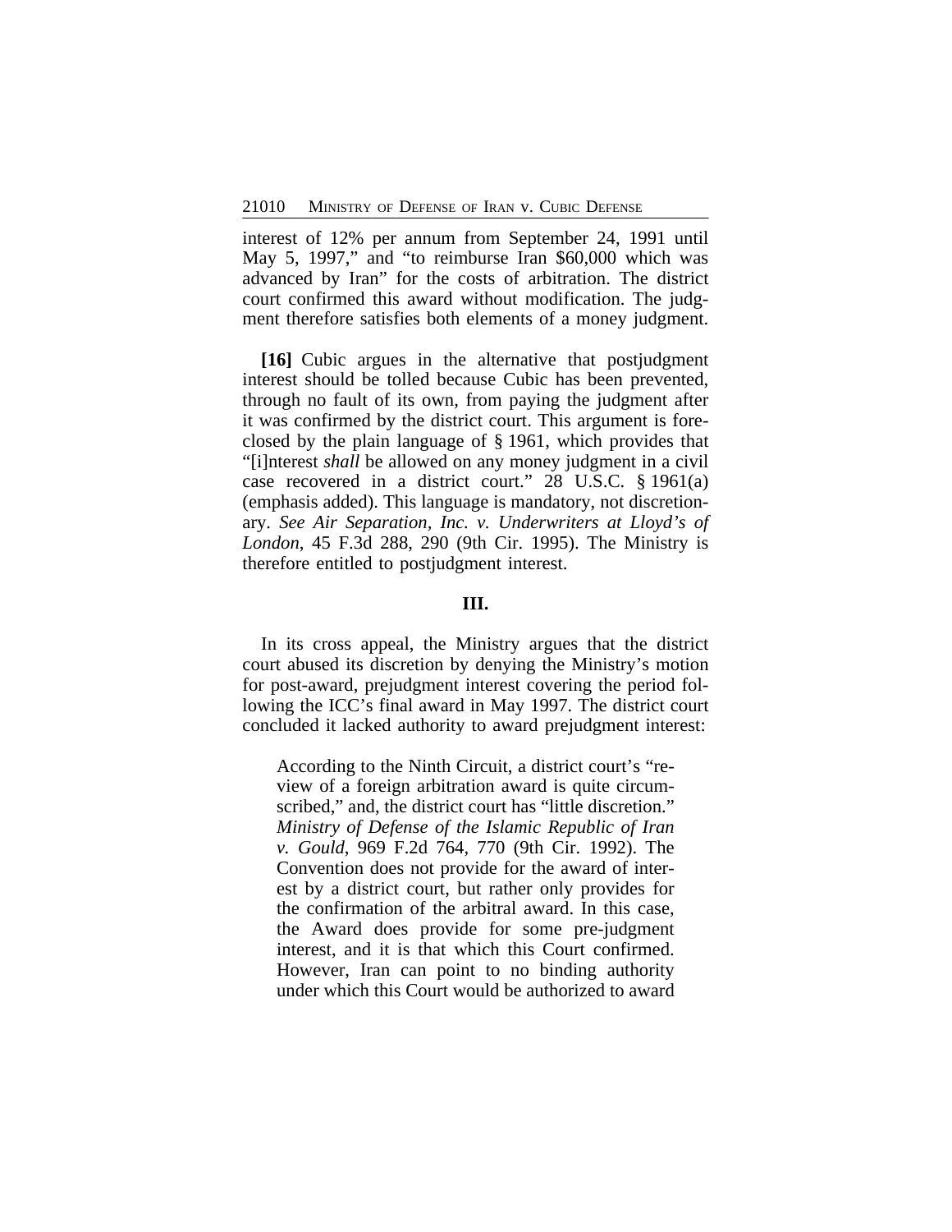interest of 12% per annum from September 24, 1991 until May 5, 1997," and "to reimburse Iran $60,000 which was advanced by Iran" for the costs of arbitration. The district court confirmed this award without modification. The judgment therefore satisfies both elements of a money judgment.

**[16]** Cubic argues in the alternative that postjudgment interest should be tolled because Cubic has been prevented, through no fault of its own, from paying the judgment after it was confirmed by the district court. This argument is foreclosed by the plain language of § 1961, which provides that "[i]nterest *shall* be allowed on any money judgment in a civil case recovered in a district court." 28 U.S.C. § 1961(a) (emphasis added). This language is mandatory, not discretionary. *See Air Separation, Inc. v. Underwriters at Lloyd's of London*, 45 F.3d 288, 290 (9th Cir. 1995). The Ministry is therefore entitled to postjudgment interest.

## III.

In its cross appeal, the Ministry argues that the district court abused its discretion by denying the Ministry's motion for post-award, prejudgment interest covering the period following the ICC's final award in May 1997. The district court concluded it lacked authority to award prejudgment interest:

> According to the Ninth Circuit, a district court's "review of a foreign arbitration award is quite circumscribed," and, the district court has "little discretion." *Ministry of Defense of the Islamic Republic of Iran v. Gould*, 969 F.2d 764, 770 (9th Cir. 1992). The Convention does not provide for the award of interest by a district court, but rather only provides for the confirmation of the arbitral award. In this case, the Award does provide for some pre-judgment interest, and it is that which this Court confirmed. However, Iran can point to no binding authority under which this Court would be authorized to award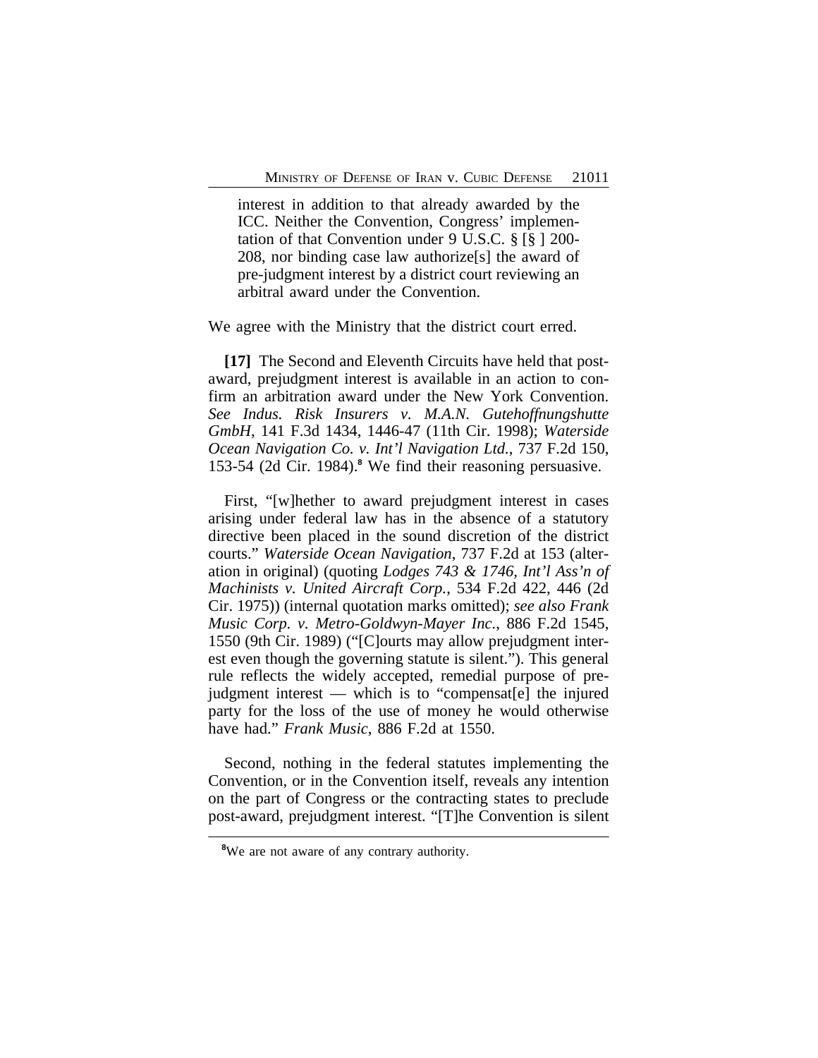> interest in addition to that already awarded by the ICC. Neither the Convention, Congress' implementation of that Convention under 9 U.S.C. § [§ ] 200-208, nor binding case law authorize[s] the award of pre-judgment interest by a district court reviewing an arbitral award under the Convention.

We agree with the Ministry that the district court erred.

**[17]** The Second and Eleventh Circuits have held that post-award, prejudgment interest is available in an action to confirm an arbitration award under the New York Convention. *See Indus. Risk Insurers v. M.A.N. Gutehoffnungshutte GmbH*, 141 F.3d 1434, 1446-47 (11th Cir. 1998); *Waterside Ocean Navigation Co. v. Int'l Navigation Ltd.*, 737 F.2d 150, 153-54 (2d Cir. 1984).[8] We find their reasoning persuasive.

First, "[w]hether to award prejudgment interest in cases arising under federal law has in the absence of a statutory directive been placed in the sound discretion of the district courts." *Waterside Ocean Navigation*, 737 F.2d at 153 (alteration in original) (quoting *Lodges 743 & 1746, Int'l Ass'n of Machinists v. United Aircraft Corp.*, 534 F.2d 422, 446 (2d Cir. 1975)) (internal quotation marks omitted); *see also Frank Music Corp. v. Metro-Goldwyn-Mayer Inc.*, 886 F.2d 1545, 1550 (9th Cir. 1989) ("[C]ourts may allow prejudgment interest even though the governing statute is silent."). This general rule reflects the widely accepted, remedial purpose of prejudgment interest — which is to "compensat[e] the injured party for the loss of the use of money he would otherwise have had." *Frank Music*, 886 F.2d at 1550.

Second, nothing in the federal statutes implementing the Convention, or in the Convention itself, reveals any intention on the part of Congress or the contracting states to preclude post-award, prejudgment interest. "[T]he Convention is silent

---

[8] We are not aware of any contrary authority.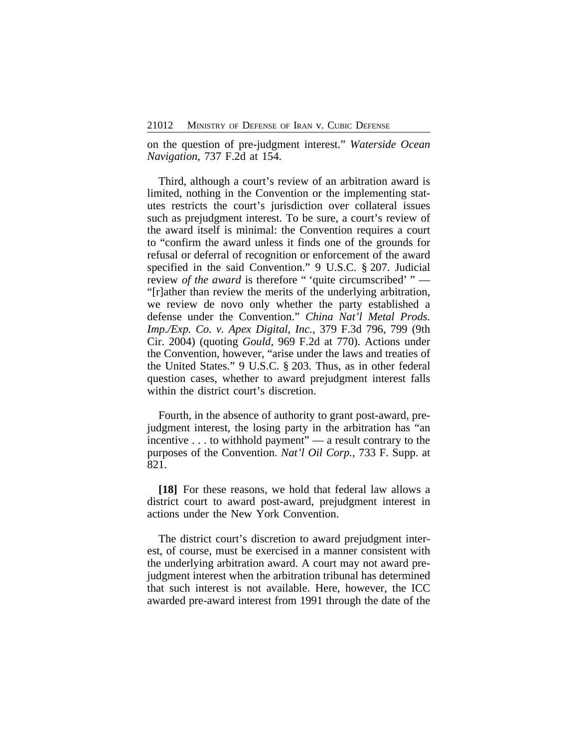on the question of pre-judgment interest." *Waterside Ocean Navigation*, 737 F.2d at 154.

Third, although a court's review of an arbitration award is limited, nothing in the Convention or the implementing statutes restricts the court's jurisdiction over collateral issues such as prejudgment interest. To be sure, a court's review of the award itself is minimal: the Convention requires a court to "confirm the award unless it finds one of the grounds for refusal or deferral of recognition or enforcement of the award specified in the said Convention." 9 U.S.C. § 207. Judicial review *of the award* is therefore " 'quite circumscribed' " — "[r]ather than review the merits of the underlying arbitration, we review de novo only whether the party established a defense under the Convention." *China Nat'l Metal Prods. Imp./Exp. Co. v. Apex Digital, Inc.*, 379 F.3d 796, 799 (9th Cir. 2004) (quoting *Gould*, 969 F.2d at 770). Actions under the Convention, however, "arise under the laws and treaties of the United States." 9 U.S.C. § 203. Thus, as in other federal question cases, whether to award prejudgment interest falls within the district court's discretion.

Fourth, in the absence of authority to grant post-award, prejudgment interest, the losing party in the arbitration has "an incentive . . . to withhold payment" — a result contrary to the purposes of the Convention. *Nat'l Oil Corp.*, 733 F. Supp. at 821.

**[18]** For these reasons, we hold that federal law allows a district court to award post-award, prejudgment interest in actions under the New York Convention.

The district court's discretion to award prejudgment interest, of course, must be exercised in a manner consistent with the underlying arbitration award. A court may not award prejudgment interest when the arbitration tribunal has determined that such interest is not available. Here, however, the ICC awarded pre-award interest from 1991 through the date of the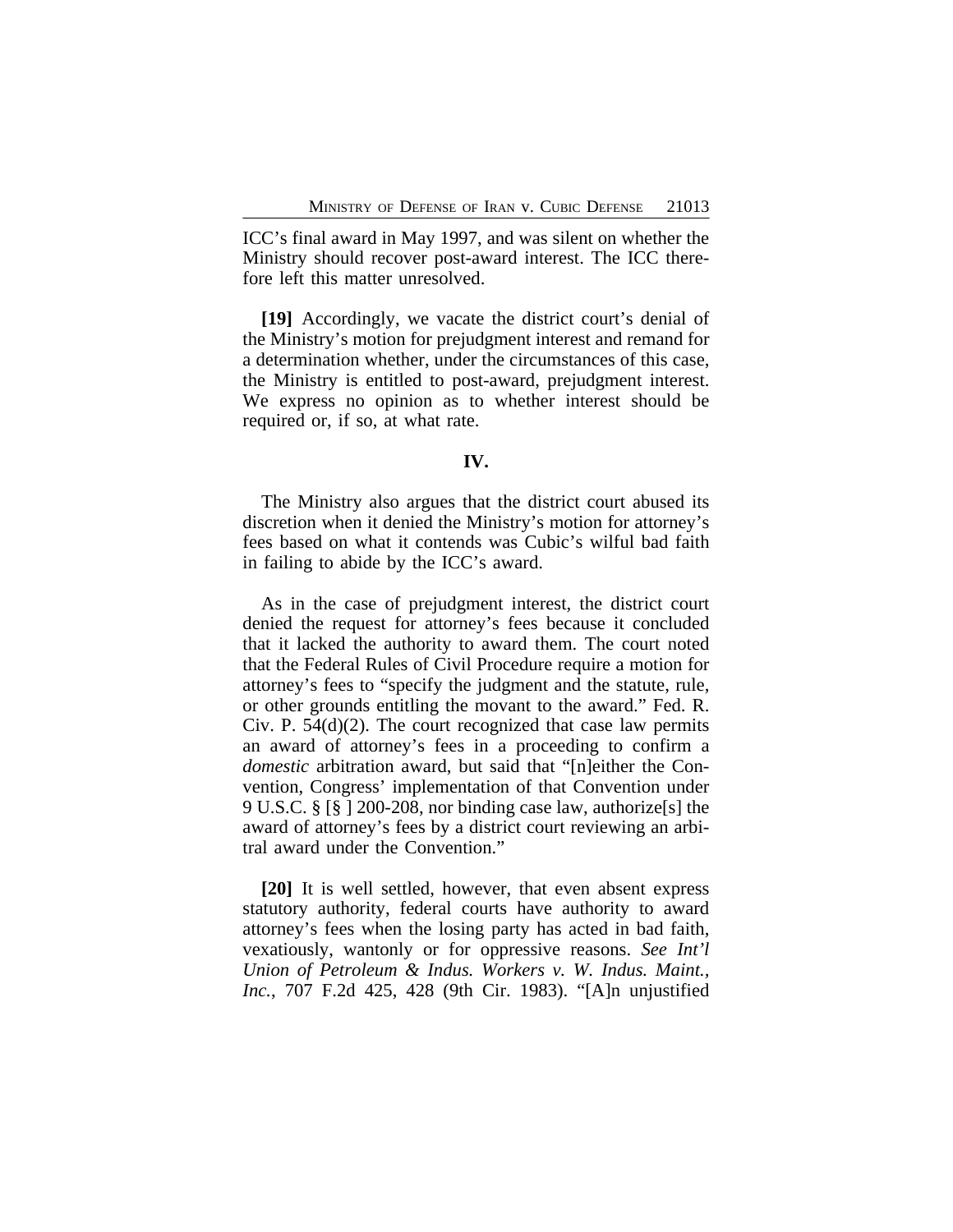ICC's final award in May 1997, and was silent on whether the Ministry should recover post-award interest. The ICC therefore left this matter unresolved.

**[19]** Accordingly, we vacate the district court's denial of the Ministry's motion for prejudgment interest and remand for a determination whether, under the circumstances of this case, the Ministry is entitled to post-award, prejudgment interest. We express no opinion as to whether interest should be required or, if so, at what rate.

## IV.

The Ministry also argues that the district court abused its discretion when it denied the Ministry's motion for attorney's fees based on what it contends was Cubic's wilful bad faith in failing to abide by the ICC's award.

As in the case of prejudgment interest, the district court denied the request for attorney's fees because it concluded that it lacked the authority to award them. The court noted that the Federal Rules of Civil Procedure require a motion for attorney's fees to "specify the judgment and the statute, rule, or other grounds entitling the movant to the award." Fed. R. Civ. P. 54(d)(2). The court recognized that case law permits an award of attorney's fees in a proceeding to confirm a *domestic* arbitration award, but said that "[n]either the Convention, Congress' implementation of that Convention under 9 U.S.C. § [§ ] 200-208, nor binding case law, authorize[s] the award of attorney's fees by a district court reviewing an arbitral award under the Convention."

**[20]** It is well settled, however, that even absent express statutory authority, federal courts have authority to award attorney's fees when the losing party has acted in bad faith, vexatiously, wantonly or for oppressive reasons. *See Int'l Union of Petroleum & Indus. Workers v. W. Indus. Maint., Inc.*, 707 F.2d 425, 428 (9th Cir. 1983). "[A]n unjustified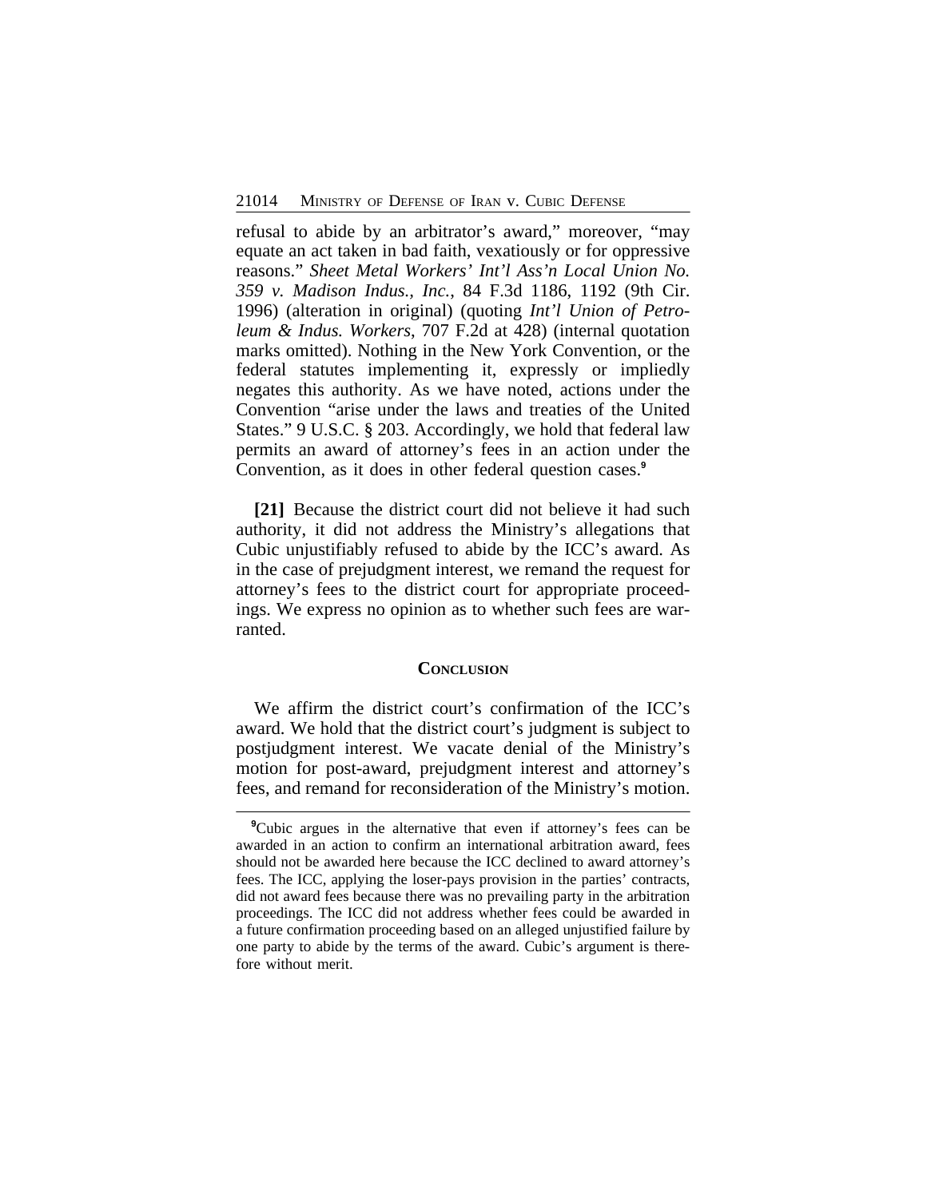refusal to abide by an arbitrator's award," moreover, "may equate an act taken in bad faith, vexatiously or for oppressive reasons." *Sheet Metal Workers' Int'l Ass'n Local Union No. 359 v. Madison Indus., Inc.*, 84 F.3d 1186, 1192 (9th Cir. 1996) (alteration in original) (quoting *Int'l Union of Petroleum & Indus. Workers*, 707 F.2d at 428) (internal quotation marks omitted). Nothing in the New York Convention, or the federal statutes implementing it, expressly or impliedly negates this authority. As we have noted, actions under the Convention "arise under the laws and treaties of the United States." 9 U.S.C. § 203. Accordingly, we hold that federal law permits an award of attorney's fees in an action under the Convention, as it does in other federal question cases.[9]

**[21]** Because the district court did not believe it had such authority, it did not address the Ministry's allegations that Cubic unjustifiably refused to abide by the ICC's award. As in the case of prejudgment interest, we remand the request for attorney's fees to the district court for appropriate proceedings. We express no opinion as to whether such fees are warranted.

## CONCLUSION

We affirm the district court's confirmation of the ICC's award. We hold that the district court's judgment is subject to postjudgment interest. We vacate denial of the Ministry's motion for post-award, prejudgment interest and attorney's fees, and remand for reconsideration of the Ministry's motion.

---

[9]Cubic argues in the alternative that even if attorney's fees can be awarded in an action to confirm an international arbitration award, fees should not be awarded here because the ICC declined to award attorney's fees. The ICC, applying the loser-pays provision in the parties' contracts, did not award fees because there was no prevailing party in the arbitration proceedings. The ICC did not address whether fees could be awarded in a future confirmation proceeding based on an alleged unjustified failure by one party to abide by the terms of the award. Cubic's argument is therefore without merit.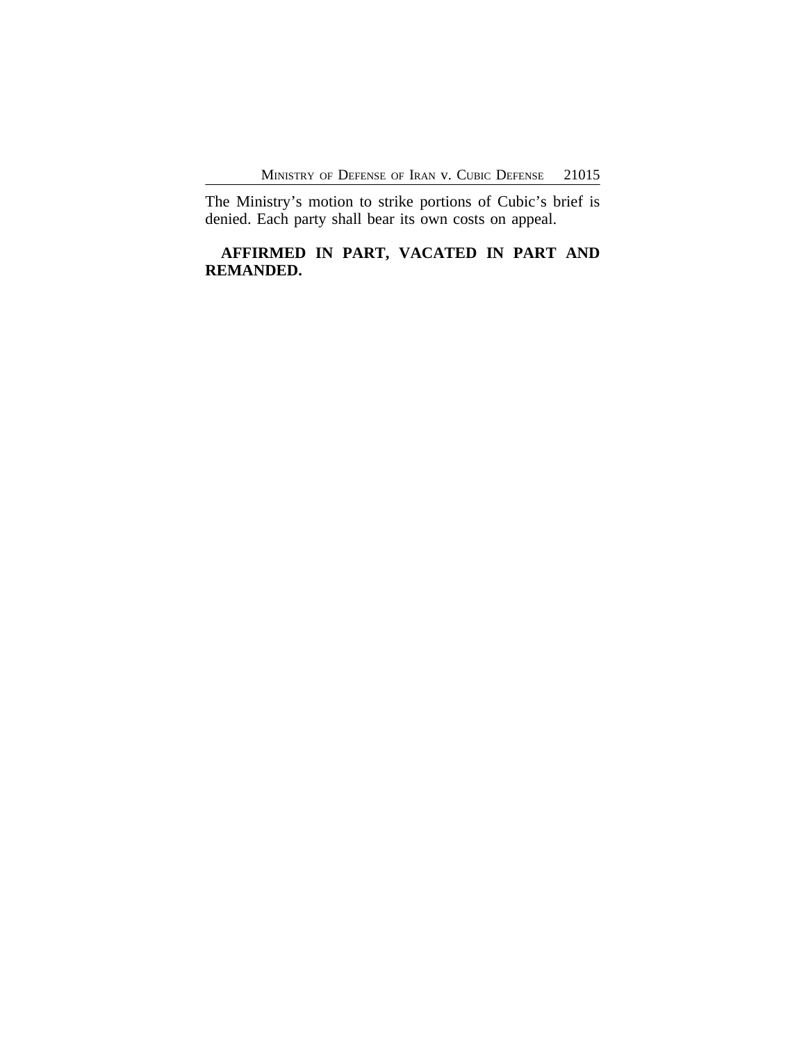The Ministry's motion to strike portions of Cubic's brief is denied. Each party shall bear its own costs on appeal.

**AFFIRMED IN PART, VACATED IN PART AND REMANDED.**